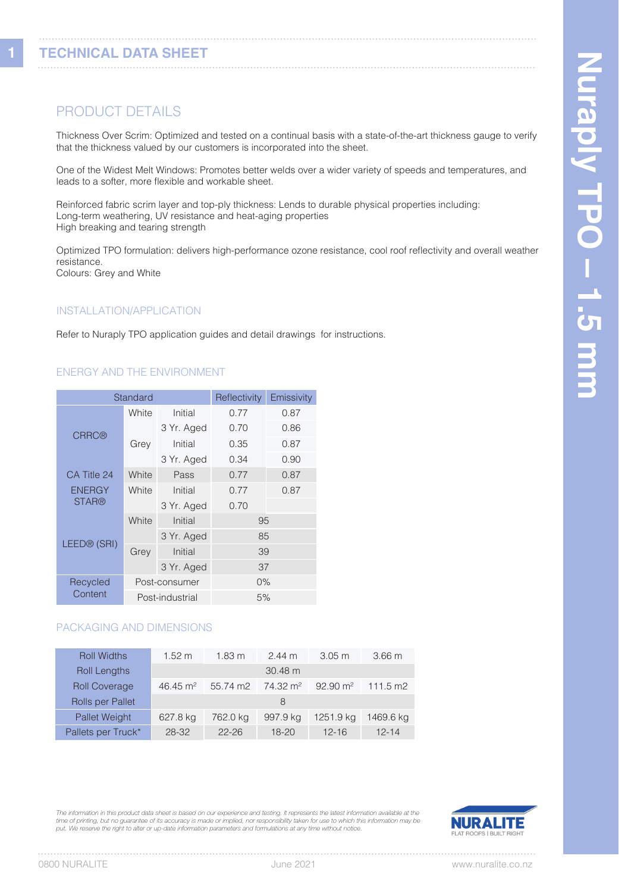# Nuraply TPO – 1.5 mm

## TECHNICAL DATA SHEET

## PRODUCT DETAILS

Thickness Over Scrim: Optimized and tested on a continual basis with a state-of-the-art thickness gauge to verify that the thickness valued by our customers is incorporated into the sheet.

One of the Widest Melt Windows: Promotes better welds over a wider variety of speeds and temperatures, and leads to a softer, more flexible and workable sheet.

Reinforced fabric scrim layer and top-ply thickness: Lends to durable physical properties including:
Long-term weathering, UV resistance and heat-aging properties
High breaking and tearing strength

Optimized TPO formulation: delivers high-performance ozone resistance, cool roof reflectivity and overall weather resistance.
Colours: Grey and White

### INSTALLATION/APPLICATION

Refer to Nuraply TPO application guides and detail drawings for instructions.

### ENERGY AND THE ENVIRONMENT

| Standard | | | Reflectivity | Emissivity |
|---|---|---|---|---|
| CRRC® | White | Initial | 0.77 | 0.87 |
| | | 3 Yr. Aged | 0.70 | 0.86 |
| | Grey | Initial | 0.35 | 0.87 |
| | | 3 Yr. Aged | 0.34 | 0.90 |
| CA Title 24 | White | Pass | 0.77 | 0.87 |
| ENERGY STAR® | White | Initial | 0.77 | 0.87 |
| | | 3 Yr. Aged | 0.70 | |
| LEED® (SRI) | White | Initial | 95 | |
| | | 3 Yr. Aged | 85 | |
| | Grey | Initial | 39 | |
| | | 3 Yr. Aged | 37 | |
| Recycled Content | Post-consumer | | 0% | |
| | Post-industrial | | 5% | |

### PACKAGING AND DIMENSIONS

| Roll Widths | 1.52 m | 1.83 m | 2.44 m | 3.05 m | 3.66 m |
|---|---|---|---|---|---|
| Roll Lengths | 30.48 m | | | | |
| Roll Coverage | 46.45 m² | 55.74 m2 | 74.32 m² | 92.90 m² | 111.5 m2 |
| Rolls per Pallet | 8 | | | | |
| Pallet Weight | 627.8 kg | 762.0 kg | 997.9 kg | 1251.9 kg | 1469.6 kg |
| Pallets per Truck* | 28-32 | 22-26 | 18-20 | 12-16 | 12-14 |

*The information in this product data sheet is based on our experience and testing. It represents the latest information available at the time of printing, but no guarantee of its accuracy is made or implied, nor responsibility taken for use to which this information may be put. We reserve the right to alter or up-date information parameters and formulations at any time without notice.*

NURALITE
FLAT ROOFS | BUILT RIGHT

0800 NURALITE | June 2021 | www.nuralite.co.nz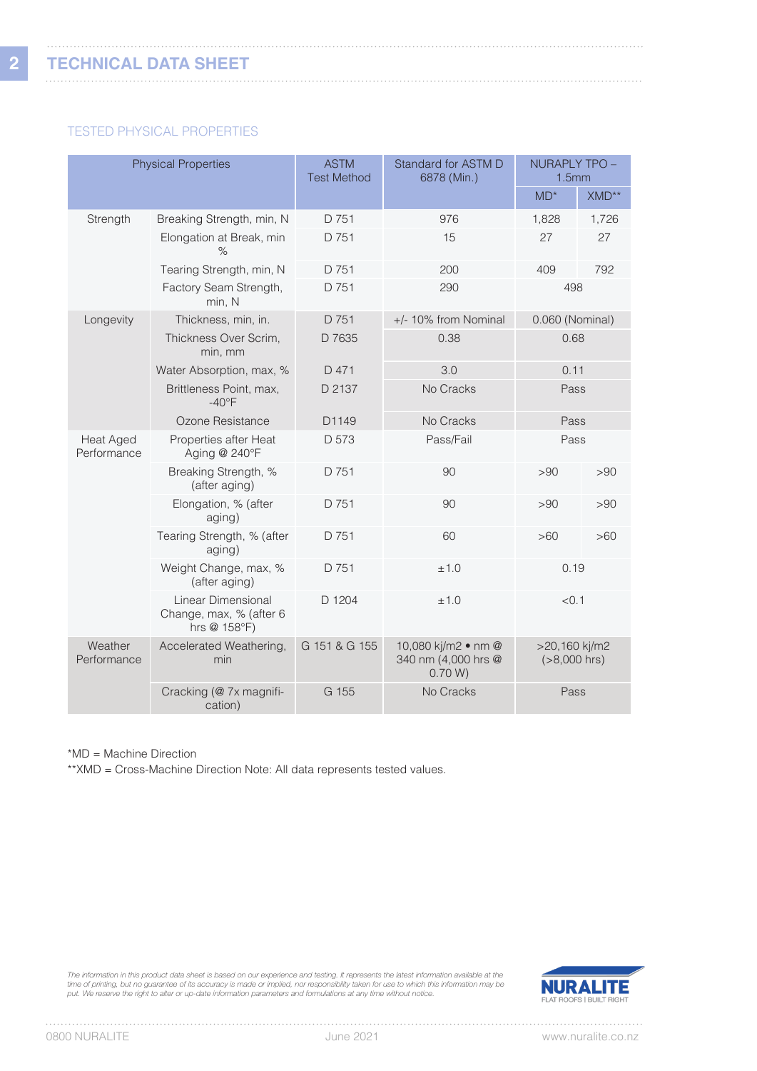# TECHNICAL DATA SHEET

## TESTED PHYSICAL PROPERTIES

| Physical Properties | | ASTM Test Method | Standard for ASTM D 6878 (Min.) | NURAPLY TPO – 1.5mm | |
|---|---|---|---|---|---|
| | | | | MD* | XMD** |
| Strength | Breaking Strength, min, N | D 751 | 976 | 1,828 | 1,726 |
| | Elongation at Break, min % | D 751 | 15 | 27 | 27 |
| | Tearing Strength, min, N | D 751 | 200 | 409 | 792 |
| | Factory Seam Strength, min, N | D 751 | 290 | 498 | |
| Longevity | Thickness, min, in. | D 751 | +/- 10% from Nominal | 0.060 (Nominal) | |
| | Thickness Over Scrim, min, mm | D 7635 | 0.38 | 0.68 | |
| | Water Absorption, max, % | D 471 | 3.0 | 0.11 | |
| | Brittleness Point, max, -40°F | D 2137 | No Cracks | Pass | |
| | Ozone Resistance | D1149 | No Cracks | Pass | |
| Heat Aged Performance | Properties after Heat Aging @ 240°F | D 573 | Pass/Fail | Pass | |
| | Breaking Strength, % (after aging) | D 751 | 90 | >90 | >90 |
| | Elongation, % (after aging) | D 751 | 90 | >90 | >90 |
| | Tearing Strength, % (after aging) | D 751 | 60 | >60 | >60 |
| | Weight Change, max, % (after aging) | D 751 | ±1.0 | 0.19 | |
| | Linear Dimensional Change, max, % (after 6 hrs @ 158°F) | D 1204 | ±1.0 | <0.1 | |
| Weather Performance | Accelerated Weathering, min | G 151 & G 155 | 10,080 kj/m2 • nm @ 340 nm (4,000 hrs @ 0.70 W) | >20,160 kj/m2 (>8,000 hrs) | |
| | Cracking (@ 7x magnification) | G 155 | No Cracks | Pass | |

*MD = Machine Direction

**XMD = Cross-Machine Direction Note: All data represents tested values.

*The information in this product data sheet is based on our experience and testing. It represents the latest information available at the time of printing, but no guarantee of its accuracy is made or implied, nor responsibility taken for use to which this information may be put. We reserve the right to alter or up-date information parameters and formulations at any time without notice.*

NURALITE
FLAT ROOFS | BUILT RIGHT

0800 NURALITE June 2021 www.nuralite.co.nz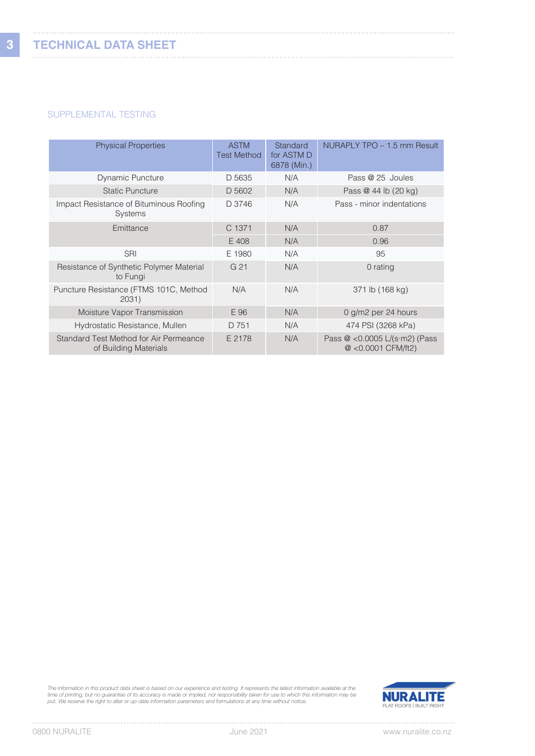## TECHNICAL DATA SHEET

### SUPPLEMENTAL TESTING

| Physical Properties | ASTM Test Method | Standard for ASTM D 6878 (Min.) | NURAPLY TPO – 1.5 mm Result |
|---|---|---|---|
| Dynamic Puncture | D 5635 | N/A | Pass @ 25 Joules |
| Static Puncture | D 5602 | N/A | Pass @ 44 lb (20 kg) |
| Impact Resistance of Bituminous Roofing Systems | D 3746 | N/A | Pass - minor indentations |
| Emittance | C 1371 | N/A | 0.87 |
| | E 408 | N/A | 0.96 |
| SRI | E 1980 | N/A | 95 |
| Resistance of Synthetic Polymer Material to Fungi | G 21 | N/A | 0 rating |
| Puncture Resistance (FTMS 101C, Method 2031) | N/A | N/A | 371 lb (168 kg) |
| Moisture Vapor Transmission | E 96 | N/A | 0 g/m2 per 24 hours |
| Hydrostatic Resistance, Mullen | D 751 | N/A | 474 PSI (3268 kPa) |
| Standard Test Method for Air Permeance of Building Materials | E 2178 | N/A | Pass @ <0.0005 L/(s·m2) (Pass @ <0.0001 CFM/ft2) |

*The information in this product data sheet is based on our experience and testing. It represents the latest information available at the time of printing, but no guarantee of its accuracy is made or implied, nor responsibility taken for use to which this information may be put. We reserve the right to alter or up-date information parameters and formulations at any time without notice.*

NURALITE
FLAT ROOFS | BUILT RIGHT

0800 NURALITE June 2021 www.nuralite.co.nz